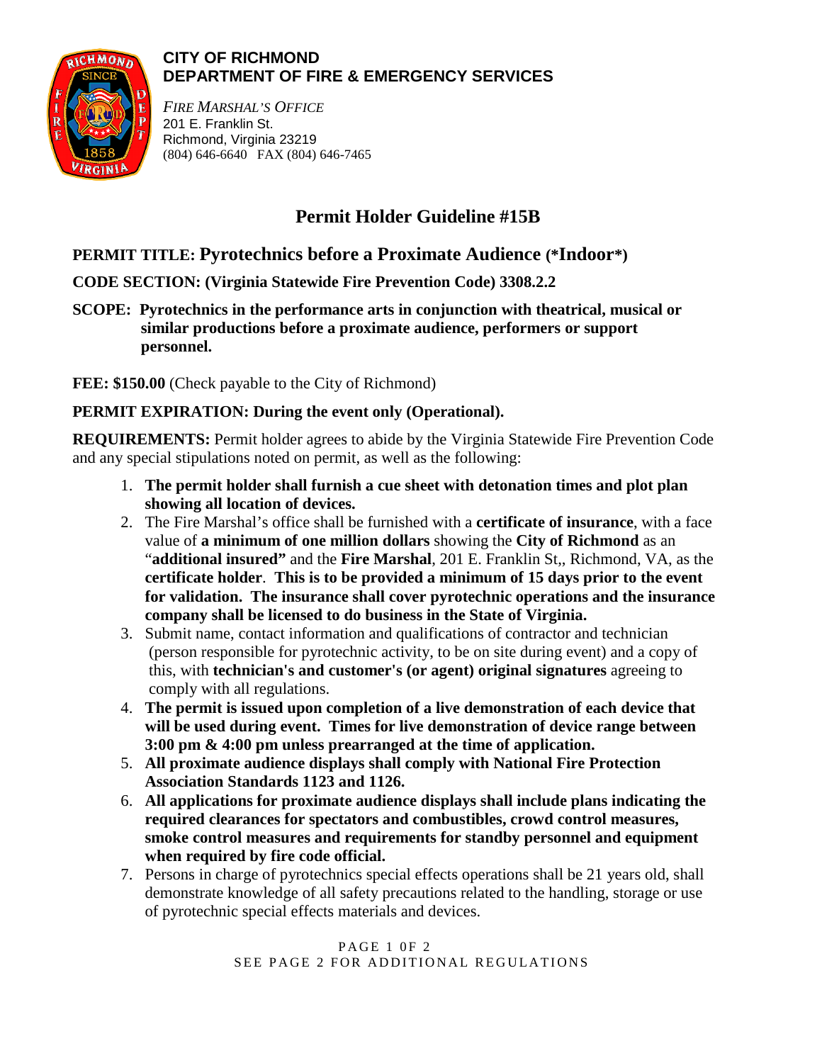**CITY OF RICHMOND**
**DEPARTMENT OF FIRE & EMERGENCY SERVICES**

*FIRE MARSHAL'S OFFICE*
201 E. Franklin St.
Richmond, Virginia 23219
(804) 646-6640 FAX (804) 646-7465

# Permit Holder Guideline #15B

## PERMIT TITLE: Pyrotechnics before a Proximate Audience (*Indoor*)

**CODE SECTION: (Virginia Statewide Fire Prevention Code) 3308.2.2**

**SCOPE: Pyrotechnics in the performance arts in conjunction with theatrical, musical or similar productions before a proximate audience, performers or support personnel.**

**FEE: $150.00** (Check payable to the City of Richmond)

**PERMIT EXPIRATION: During the event only (Operational).**

**REQUIREMENTS:** Permit holder agrees to abide by the Virginia Statewide Fire Prevention Code and any special stipulations noted on permit, as well as the following:

1. **The permit holder shall furnish a cue sheet with detonation times and plot plan showing all location of devices.**
2. The Fire Marshal's office shall be furnished with a **certificate of insurance**, with a face value of **a minimum of one million dollars** showing the **City of Richmond** as an "**additional insured"** and the **Fire Marshal**, 201 E. Franklin St,, Richmond, VA, as the **certificate holder**. **This is to be provided a minimum of 15 days prior to the event for validation. The insurance shall cover pyrotechnic operations and the insurance company shall be licensed to do business in the State of Virginia.**
3. Submit name, contact information and qualifications of contractor and technician (person responsible for pyrotechnic activity, to be on site during event) and a copy of this, with **technician's and customer's (or agent) original signatures** agreeing to comply with all regulations.
4. **The permit is issued upon completion of a live demonstration of each device that will be used during event. Times for live demonstration of device range between 3:00 pm & 4:00 pm unless prearranged at the time of application.**
5. **All proximate audience displays shall comply with National Fire Protection Association Standards 1123 and 1126.**
6. **All applications for proximate audience displays shall include plans indicating the required clearances for spectators and combustibles, crowd control measures, smoke control measures and requirements for standby personnel and equipment when required by fire code official.**
7. Persons in charge of pyrotechnics special effects operations shall be 21 years old, shall demonstrate knowledge of all safety precautions related to the handling, storage or use of pyrotechnic special effects materials and devices.

SEE PAGE 2 FOR ADDITIONAL REGULATIONS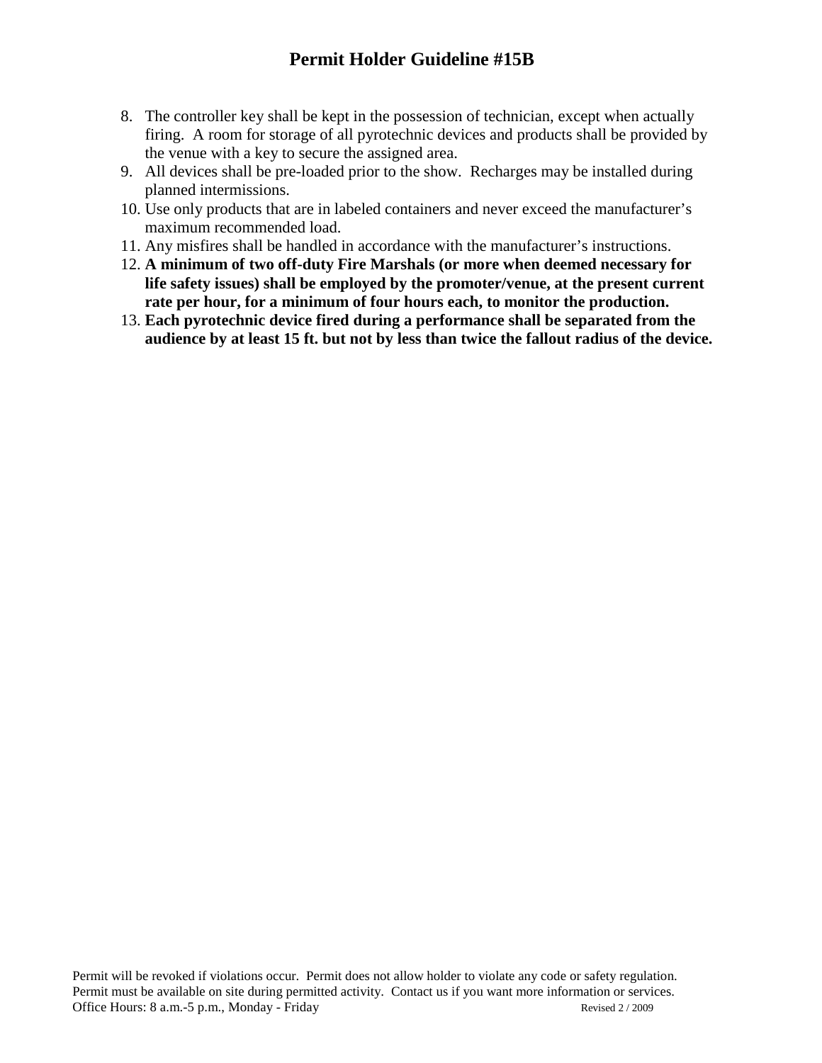# Permit Holder Guideline #15B

8. The controller key shall be kept in the possession of technician, except when actually firing. A room for storage of all pyrotechnic devices and products shall be provided by the venue with a key to secure the assigned area.
9. All devices shall be pre-loaded prior to the show. Recharges may be installed during planned intermissions.
10. Use only products that are in labeled containers and never exceed the manufacturer's maximum recommended load.
11. Any misfires shall be handled in accordance with the manufacturer's instructions.
12. **A minimum of two off-duty Fire Marshals (or more when deemed necessary for life safety issues) shall be employed by the promoter/venue, at the present current rate per hour, for a minimum of four hours each, to monitor the production.**
13. **Each pyrotechnic device fired during a performance shall be separated from the audience by at least 15 ft. but not by less than twice the fallout radius of the device.**

Permit will be revoked if violations occur. Permit does not allow holder to violate any code or safety regulation. Permit must be available on site during permitted activity. Contact us if you want more information or services.
Office Hours: 8 a.m.-5 p.m., Monday - Friday Revised 2 / 2009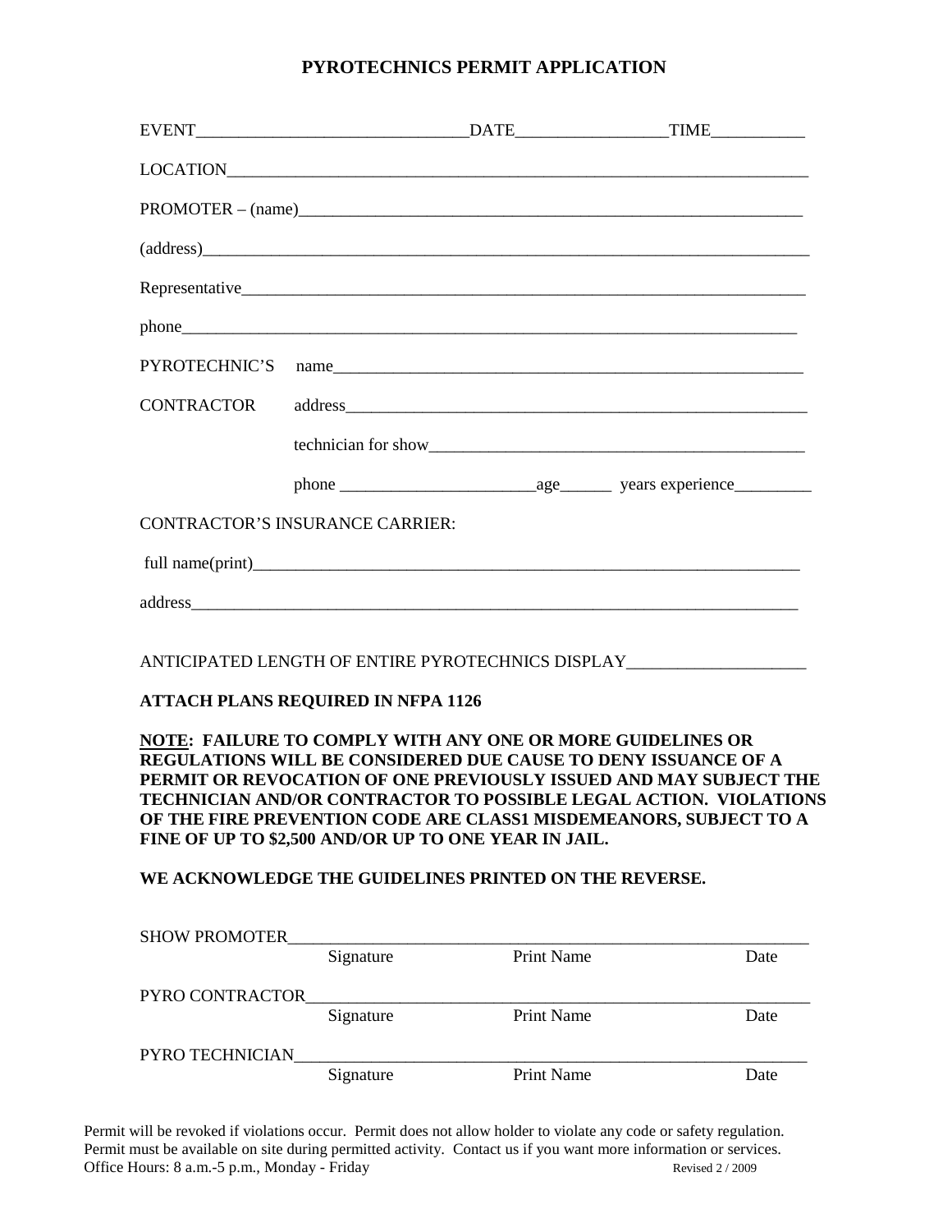# PYROTECHNICS PERMIT APPLICATION

EVENT________________________________DATE__________________TIME___________

LOCATION_______________________________________________________________________

PROMOTER – (name)______________________________________________________________

(address)_______________________________________________________________________

Representative_________________________________________________________________

phone__________________________________________________________________________

PYROTECHNIC'S CONTRACTOR

name___________________________________________________________

address__________________________________________________________

technician for show_______________________________________________

phone _______________________age______ years experience_________

CONTRACTOR'S INSURANCE CARRIER:

full name(print)_________________________________________________________________

address________________________________________________________________________

ANTICIPATED LENGTH OF ENTIRE PYROTECHNICS DISPLAY_____________________

**ATTACH PLANS REQUIRED IN NFPA 1126**

**NOTE: FAILURE TO COMPLY WITH ANY ONE OR MORE GUIDELINES OR REGULATIONS WILL BE CONSIDERED DUE CAUSE TO DENY ISSUANCE OF A PERMIT OR REVOCATION OF ONE PREVIOUSLY ISSUED AND MAY SUBJECT THE TECHNICIAN AND/OR CONTRACTOR TO POSSIBLE LEGAL ACTION. VIOLATIONS OF THE FIRE PREVENTION CODE ARE CLASS1 MISDEMEANORS, SUBJECT TO A FINE OF UP TO $2,500 AND/OR UP TO ONE YEAR IN JAIL.**

**WE ACKNOWLEDGE THE GUIDELINES PRINTED ON THE REVERSE.**

SHOW PROMOTER__________________________________________________________
Signature Print Name Date

PYRO CONTRACTOR________________________________________________________
Signature Print Name Date

PYRO TECHNICIAN________________________________________________________
Signature Print Name Date

Permit will be revoked if violations occur. Permit does not allow holder to violate any code or safety regulation. Permit must be available on site during permitted activity. Contact us if you want more information or services.
Office Hours: 8 a.m.-5 p.m., Monday - Friday

Revised 2 / 2009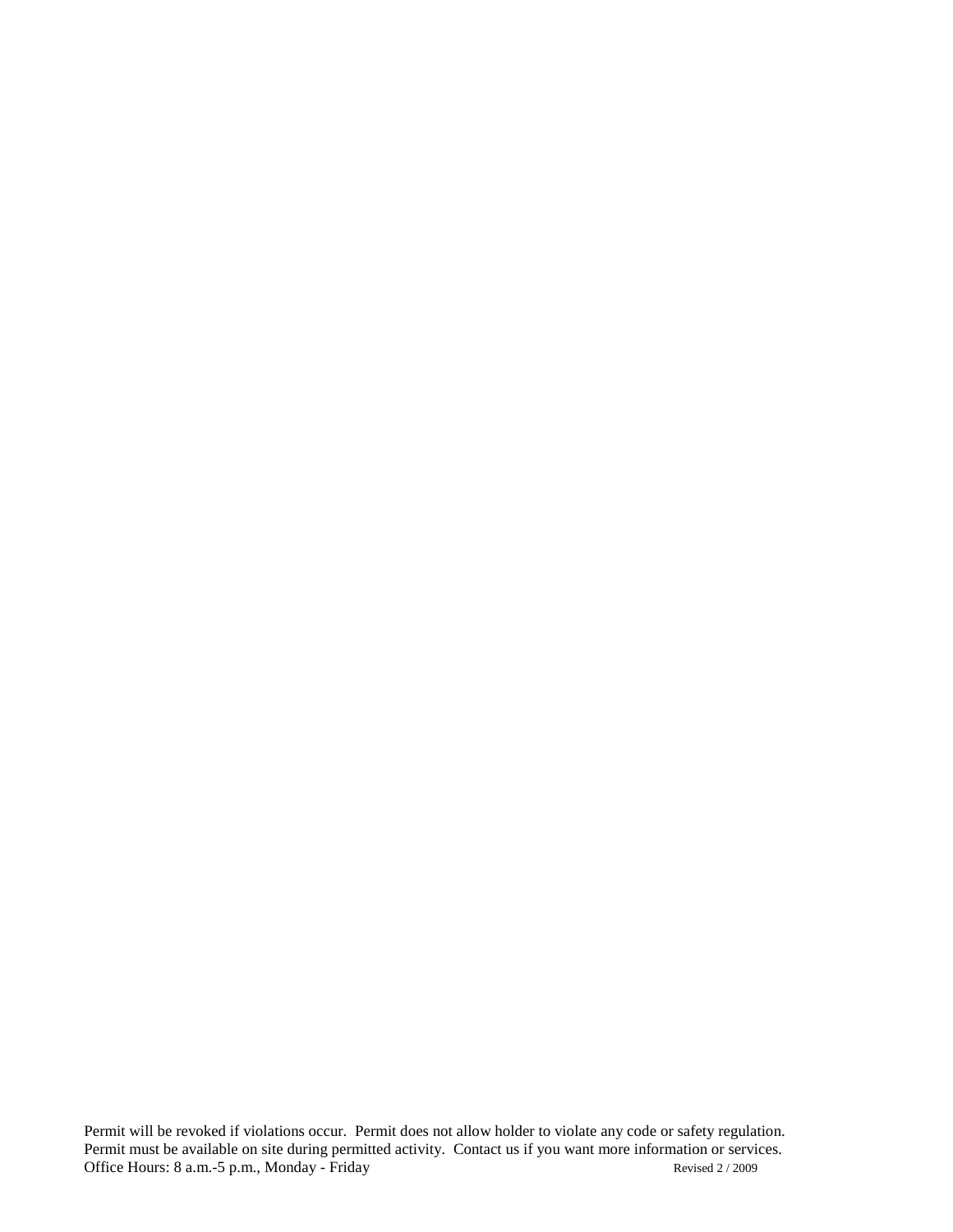Permit will be revoked if violations occur. Permit does not allow holder to violate any code or safety regulation.
Permit must be available on site during permitted activity. Contact us if you want more information or services.
Office Hours: 8 a.m.-5 p.m., Monday - Friday Revised 2 / 2009